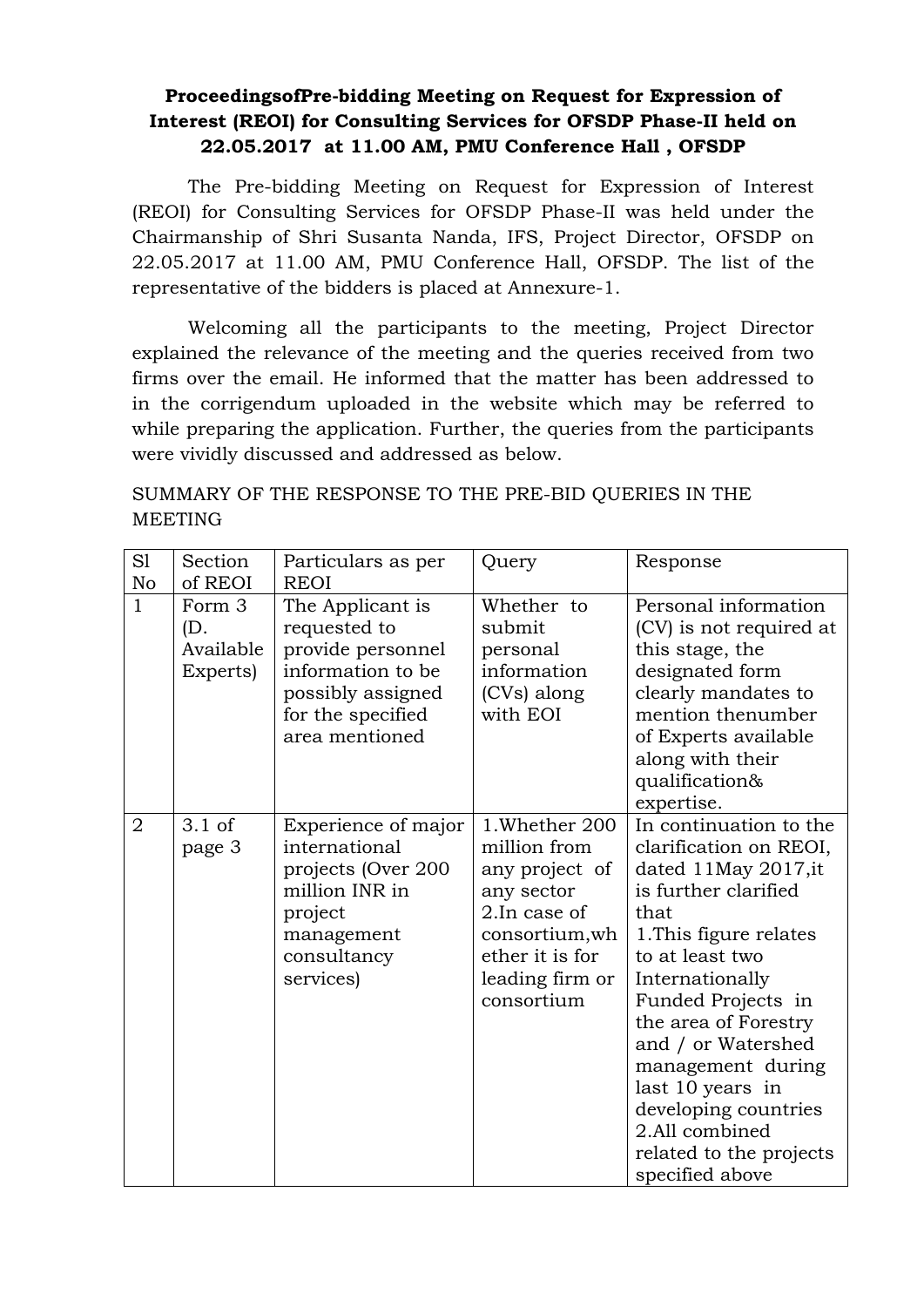**ProceedingsofPre-bidding Meeting on Request for Expression of Interest (REOI) for Consulting Services for OFSDP Phase-II held on 22.05.2017 at 11.00 AM, PMU Conference Hall , OFSDP**

The Pre-bidding Meeting on Request for Expression of Interest (REOI) for Consulting Services for OFSDP Phase-II was held under the Chairmanship of Shri Susanta Nanda, IFS, Project Director, OFSDP on 22.05.2017 at 11.00 AM, PMU Conference Hall, OFSDP. The list of the representative of the bidders is placed at Annexure-1.

Welcoming all the participants to the meeting, Project Director explained the relevance of the meeting and the queries received from two firms over the email. He informed that the matter has been addressed to in the corrigendum uploaded in the website which may be referred to while preparing the application. Further, the queries from the participants were vividly discussed and addressed as below.

SUMMARY OF THE RESPONSE TO THE PRE-BID QUERIES IN THE MEETING

| Sl No | Section of REOI | Particulars as per REOI | Query | Response |
|---|---|---|---|---|
| 1 | Form 3 (D. Available Experts) | The Applicant is requested to provide personnel information to be possibly assigned for the specified area mentioned | Whether to submit personal information (CVs) along with EOI | Personal information (CV) is not required at this stage, the designated form clearly mandates to mention thenumber of Experts available along with their qualification& expertise. |
| 2 | 3.1 of page 3 | Experience of major international projects (Over 200 million INR in project management consultancy services) | 1.Whether 200 million from any project of any sector 2.In case of consortium,whether it is for leading firm or consortium | In continuation to the clarification on REOI, dated 11May 2017,it is further clarified that 1.This figure relates to at least two Internationally Funded Projects in the area of Forestry and / or Watershed management during last 10 years in developing countries 2.All combined related to the projects specified above |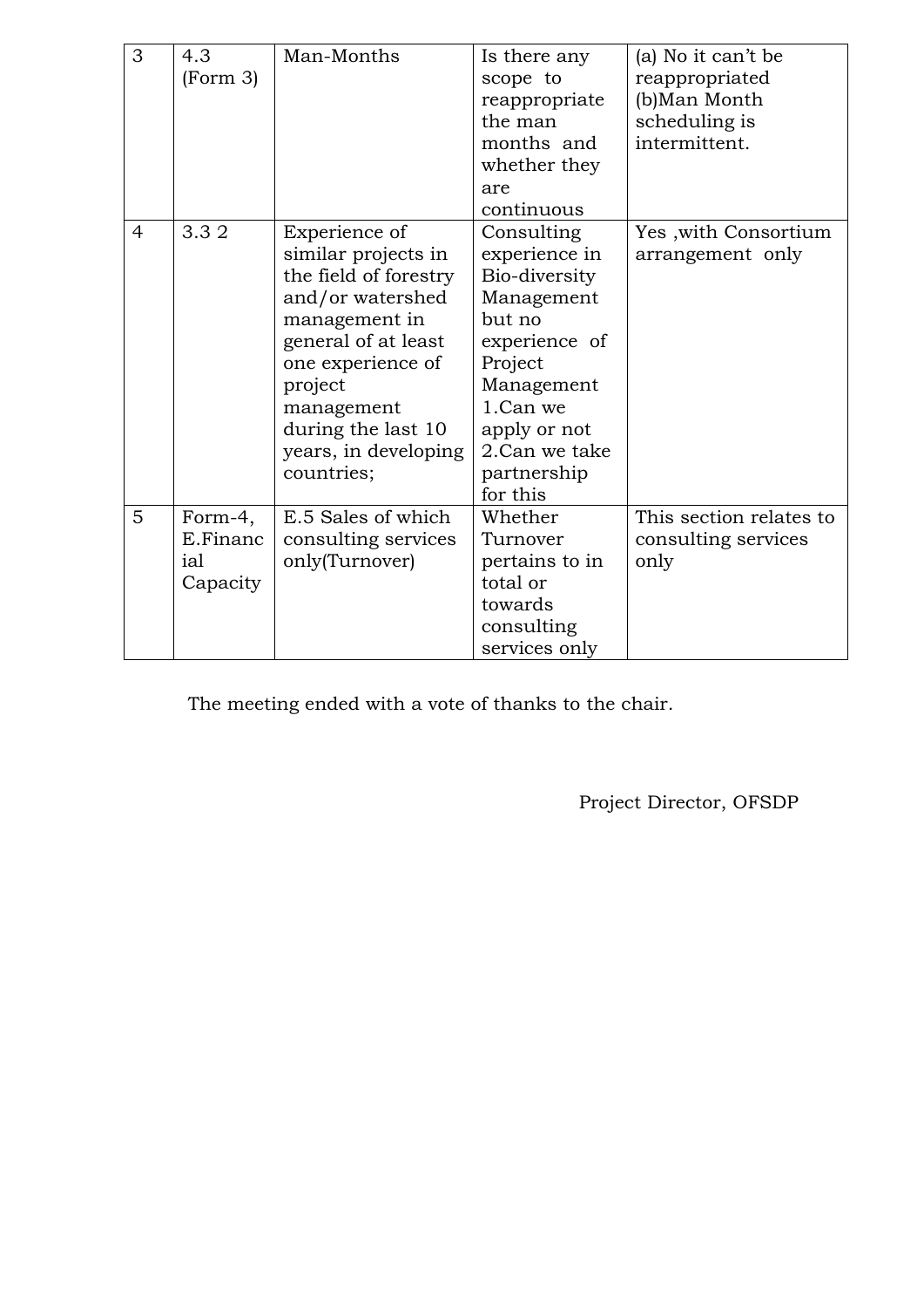| | | | | |
|---|---|---|---|---|
| 3 | 4.3 (Form 3) | Man-Months | Is there any scope to reappropriate the man months and whether they are continuous | (a) No it can't be reappropriated (b)Man Month scheduling is intermittent. |
| 4 | 3.3 2 | Experience of similar projects in the field of forestry and/or watershed management in general of at least one experience of project management during the last 10 years, in developing countries; | Consulting experience in Bio-diversity Management but no experience of Project Management 1.Can we apply or not 2.Can we take partnership for this | Yes ,with Consortium arrangement only |
| 5 | Form-4, E.Financial Capacity | E.5 Sales of which consulting services only(Turnover) | Whether Turnover pertains to in total or towards consulting services only | This section relates to consulting services only |

The meeting ended with a vote of thanks to the chair.

Project Director, OFSDP